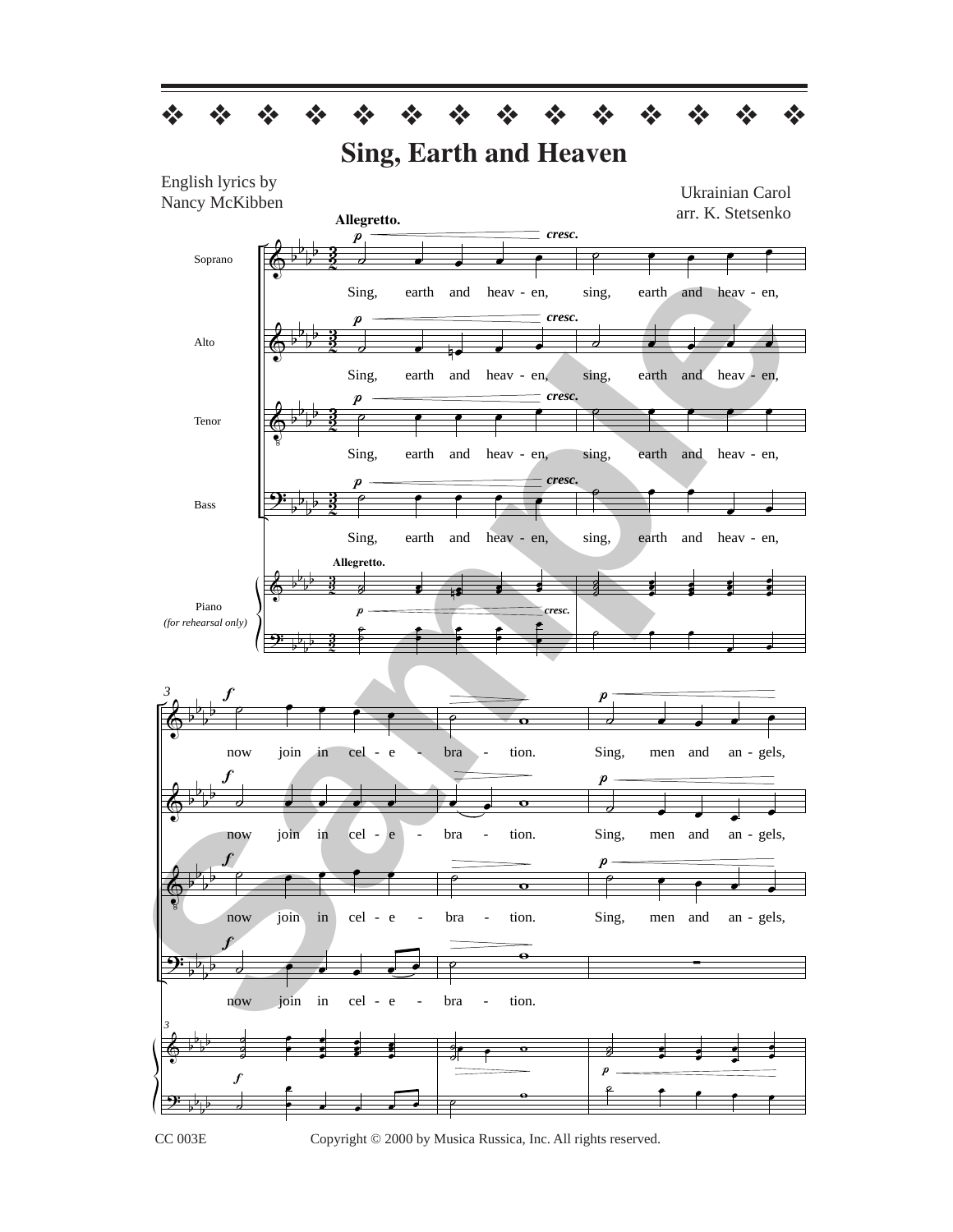# Sing, Earth and Heaven

English lyrics by
Nancy McKibben

Ukrainian Carol
arr. K. Stetsenko

Allegretto.

Soprano / Alto / Tenor / Bass:

Sing, earth and heav - en, sing, earth and heav - en,

Piano (for rehearsal only)

now join in cel - e - bra - tion. Sing, men and an - gels,

CC 003E Copyright © 2000 by Musica Russica, Inc. All rights reserved.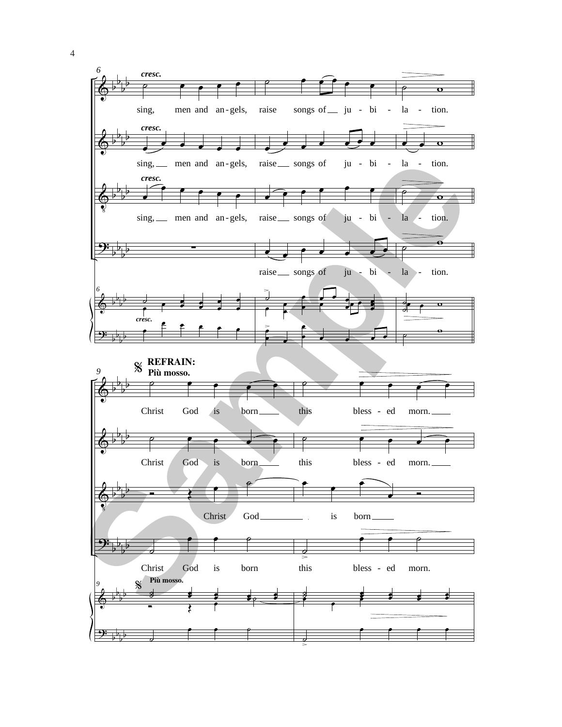*cresc.*

sing, men and an-gels, raise songs of ju - bi - la - tion.

sing, men and an-gels, raise songs of ju - bi - la - tion.

sing, men and an-gels, raise songs of ju - bi - la - tion.

raise songs of ju - bi - la - tion.

**REFRAIN:**
**Più mosso.**

Christ God is born this bless - ed morn.

Christ God is born this bless - ed morn.

Christ God is born

Christ God is born this bless - ed morn.

**Più mosso.**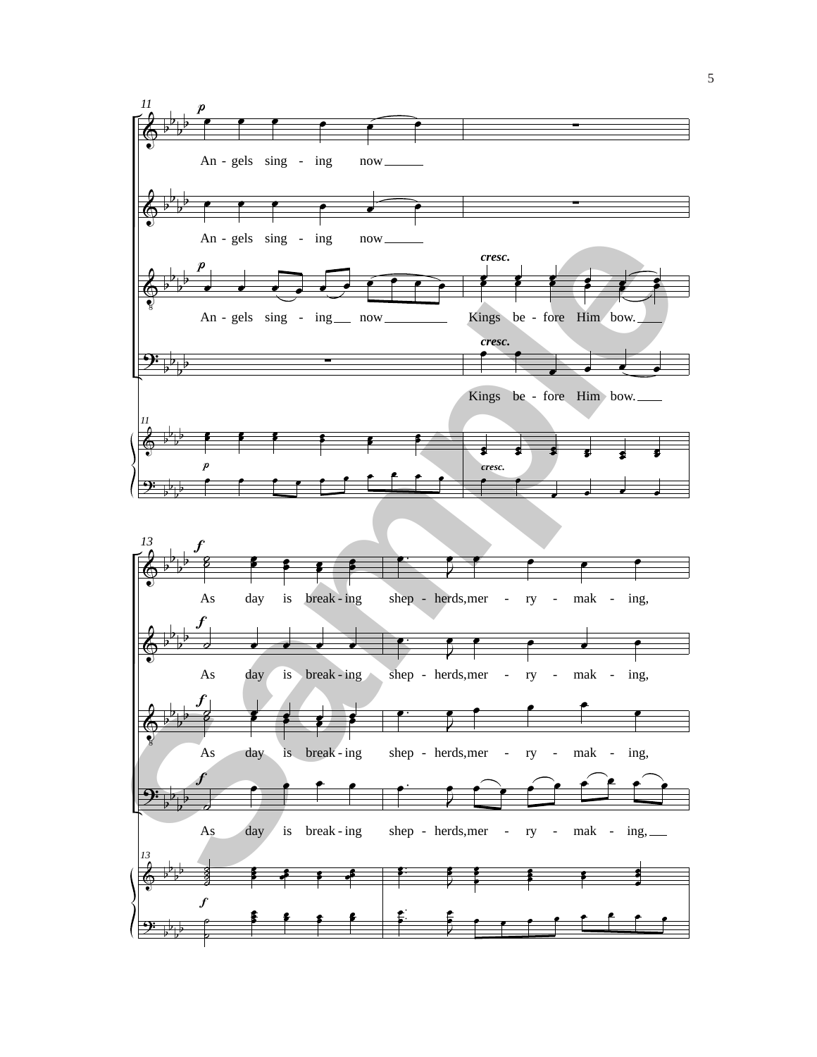An - gels sing - ing now

An - gels sing - ing now

An - gels sing - ing now Kings be - fore Him bow.

Kings be - fore Him bow.

As day is break - ing shep - herds, mer - ry - mak - ing,

As day is break - ing shep - herds, mer - ry - mak - ing,

As day is break - ing shep - herds, mer - ry - mak - ing,

As day is break - ing shep - herds, mer - ry - mak - ing,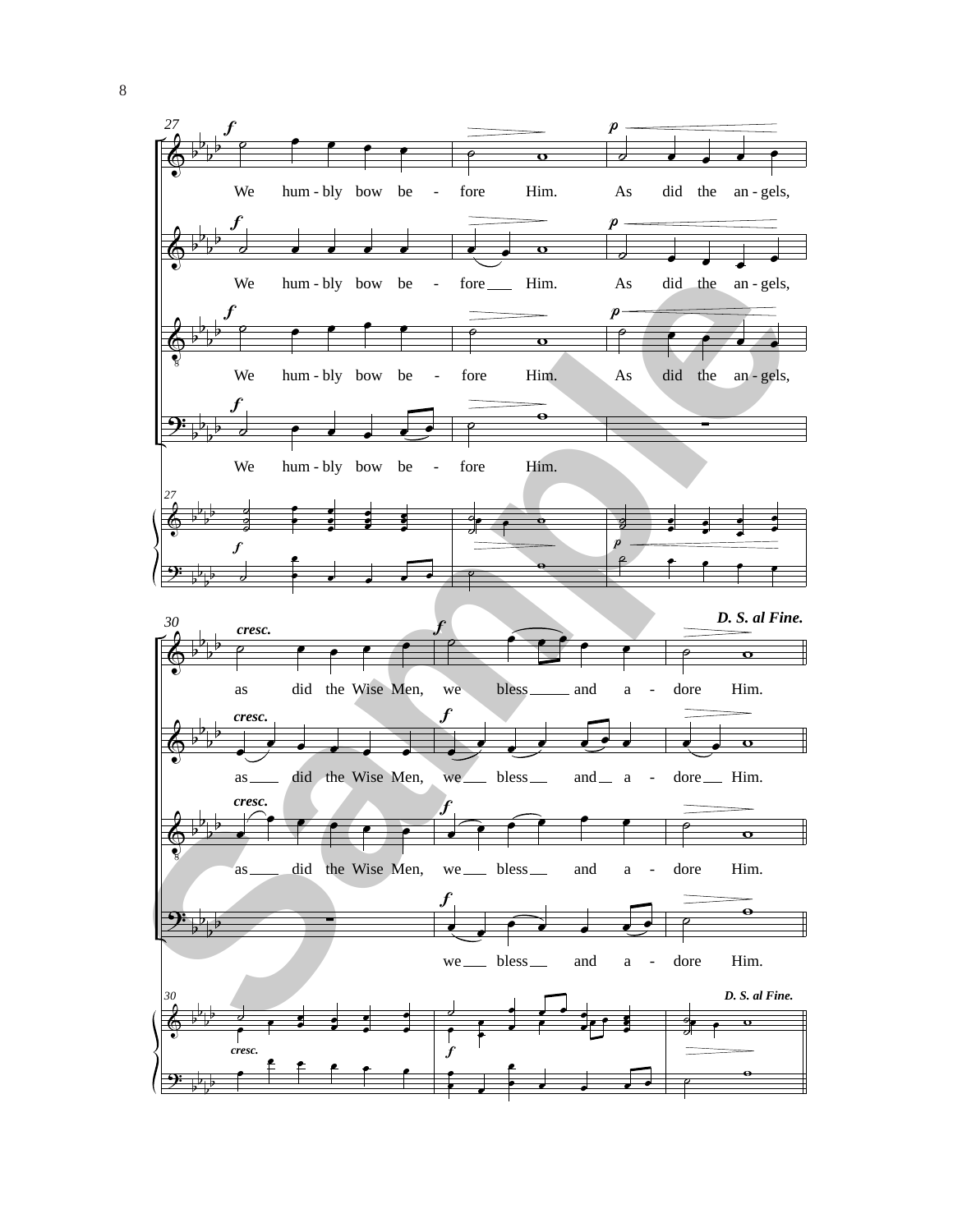We humbly bow before Him. As did the angels,

as did the Wise Men, we bless and adore Him.

*D. S. al Fine.*